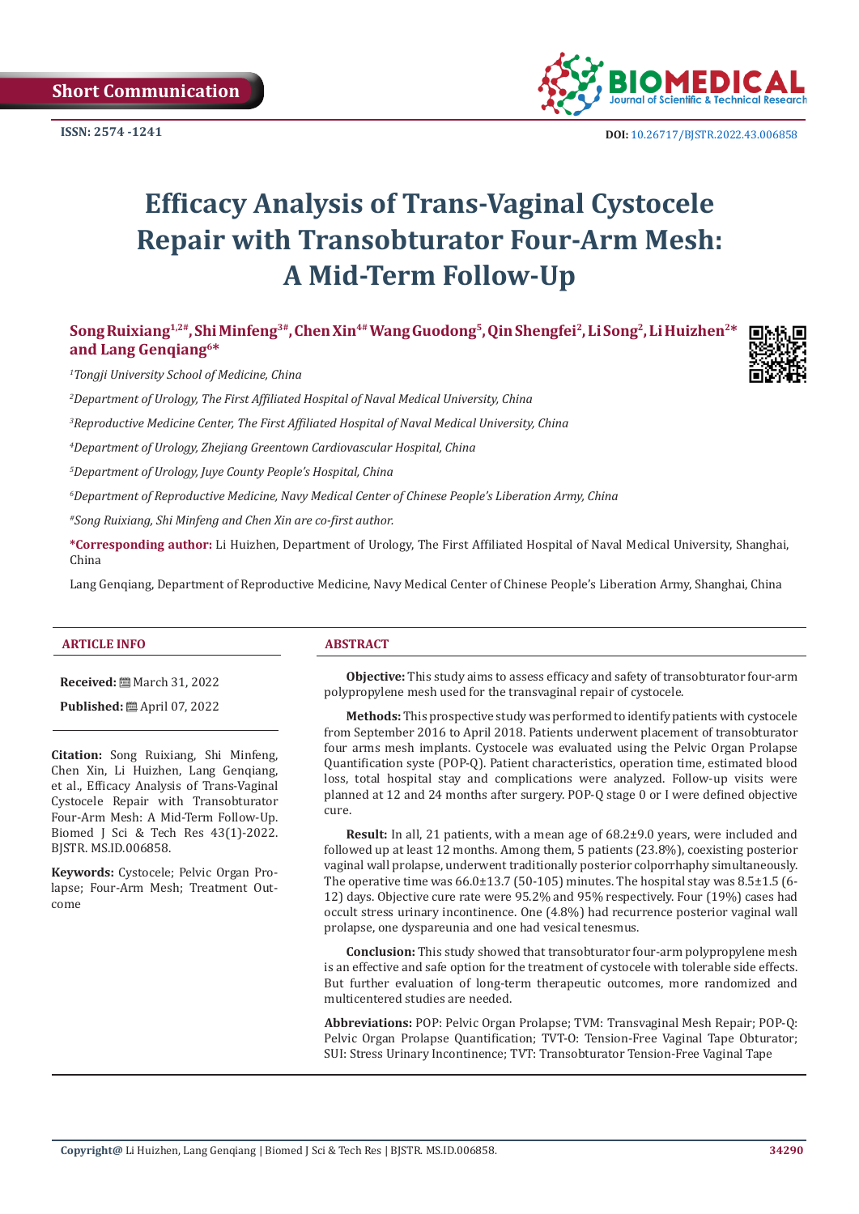Short Communication

ISSN: 2574 -1241

DOI: 10.26717/BJSTR.2022.43.006858

# Efficacy Analysis of Trans-Vaginal Cystocele Repair with Transobturator Four-Arm Mesh: A Mid-Term Follow-Up

**Song Ruixiang[1,2#], Shi Minfeng[3#], Chen Xin[4#] Wang Guodong[5], Qin Shengfei[2], Li Song[2], Li Huizhen[2*] and Lang Genqiang[6*]**

*[1]Tongji University School of Medicine, China*

*[2]Department of Urology, The First Affiliated Hospital of Naval Medical University, China*

*[3]Reproductive Medicine Center, The First Affiliated Hospital of Naval Medical University, China*

*[4]Department of Urology, Zhejiang Greentown Cardiovascular Hospital, China*

*[5]Department of Urology, Juye County People's Hospital, China*

*[6]Department of Reproductive Medicine, Navy Medical Center of Chinese People's Liberation Army, China*

*#Song Ruixiang, Shi Minfeng and Chen Xin are co-first author.*

**\*Corresponding author:** Li Huizhen, Department of Urology, The First Affiliated Hospital of Naval Medical University, Shanghai, China

Lang Genqiang, Department of Reproductive Medicine, Navy Medical Center of Chinese People's Liberation Army, Shanghai, China

## ARTICLE INFO

**Received:** March 31, 2022

**Published:** April 07, 2022

**Citation:** Song Ruixiang, Shi Minfeng, Chen Xin, Li Huizhen, Lang Genqiang, et al., Efficacy Analysis of Trans-Vaginal Cystocele Repair with Transobturator Four-Arm Mesh: A Mid-Term Follow-Up. Biomed J Sci & Tech Res 43(1)-2022. BJSTR. MS.ID.006858.

**Keywords:** Cystocele; Pelvic Organ Prolapse; Four-Arm Mesh; Treatment Outcome

## ABSTRACT

**Objective:** This study aims to assess efficacy and safety of transobturator four-arm polypropylene mesh used for the transvaginal repair of cystocele.

**Methods:** This prospective study was performed to identify patients with cystocele from September 2016 to April 2018. Patients underwent placement of transobturator four arms mesh implants. Cystocele was evaluated using the Pelvic Organ Prolapse Quantification syste (POP-Q). Patient characteristics, operation time, estimated blood loss, total hospital stay and complications were analyzed. Follow-up visits were planned at 12 and 24 months after surgery. POP-Q stage 0 or I were defined objective cure.

**Result:** In all, 21 patients, with a mean age of 68.2±9.0 years, were included and followed up at least 12 months. Among them, 5 patients (23.8%), coexisting posterior vaginal wall prolapse, underwent traditionally posterior colporrhaphy simultaneously. The operative time was 66.0±13.7 (50-105) minutes. The hospital stay was 8.5±1.5 (6-12) days. Objective cure rate were 95.2% and 95% respectively. Four (19%) cases had occult stress urinary incontinence. One (4.8%) had recurrence posterior vaginal wall prolapse, one dyspareunia and one had vesical tenesmus.

**Conclusion:** This study showed that transobturator four-arm polypropylene mesh is an effective and safe option for the treatment of cystocele with tolerable side effects. But further evaluation of long-term therapeutic outcomes, more randomized and multicentered studies are needed.

**Abbreviations:** POP: Pelvic Organ Prolapse; TVM: Transvaginal Mesh Repair; POP-Q: Pelvic Organ Prolapse Quantification; TVT-O: Tension-Free Vaginal Tape Obturator; SUI: Stress Urinary Incontinence; TVT: Transobturator Tension-Free Vaginal Tape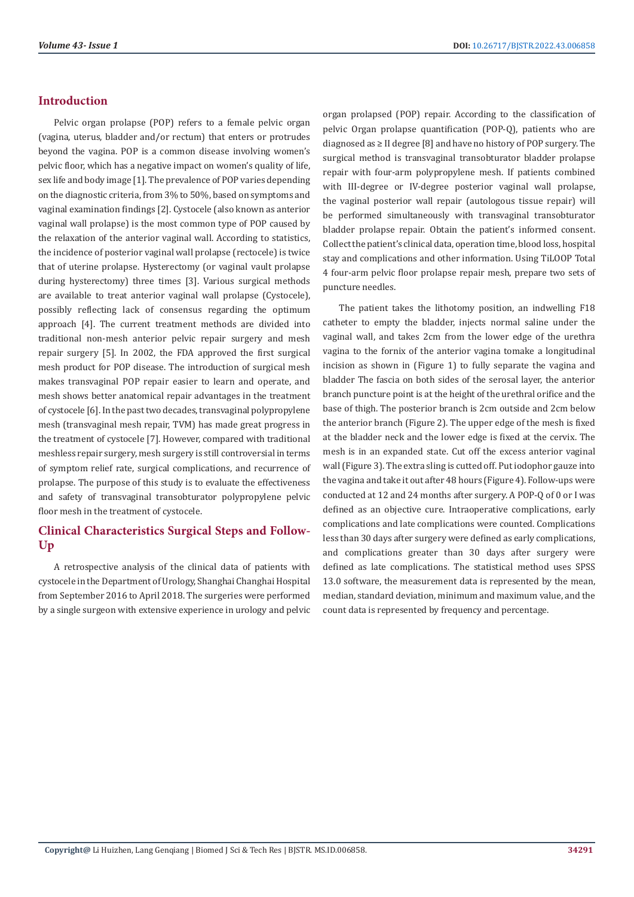## Introduction

Pelvic organ prolapse (POP) refers to a female pelvic organ (vagina, uterus, bladder and/or rectum) that enters or protrudes beyond the vagina. POP is a common disease involving women's pelvic floor, which has a negative impact on women's quality of life, sex life and body image [1]. The prevalence of POP varies depending on the diagnostic criteria, from 3% to 50%, based on symptoms and vaginal examination findings [2]. Cystocele (also known as anterior vaginal wall prolapse) is the most common type of POP caused by the relaxation of the anterior vaginal wall. According to statistics, the incidence of posterior vaginal wall prolapse (rectocele) is twice that of uterine prolapse. Hysterectomy (or vaginal vault prolapse during hysterectomy) three times [3]. Various surgical methods are available to treat anterior vaginal wall prolapse (Cystocele), possibly reflecting lack of consensus regarding the optimum approach [4]. The current treatment methods are divided into traditional non-mesh anterior pelvic repair surgery and mesh repair surgery [5]. In 2002, the FDA approved the first surgical mesh product for POP disease. The introduction of surgical mesh makes transvaginal POP repair easier to learn and operate, and mesh shows better anatomical repair advantages in the treatment of cystocele [6]. In the past two decades, transvaginal polypropylene mesh (transvaginal mesh repair, TVM) has made great progress in the treatment of cystocele [7]. However, compared with traditional meshless repair surgery, mesh surgery is still controversial in terms of symptom relief rate, surgical complications, and recurrence of prolapse. The purpose of this study is to evaluate the effectiveness and safety of transvaginal transobturator polypropylene pelvic floor mesh in the treatment of cystocele.

## Clinical Characteristics Surgical Steps and Follow-Up

A retrospective analysis of the clinical data of patients with cystocele in the Department of Urology, Shanghai Changhai Hospital from September 2016 to April 2018. The surgeries were performed by a single surgeon with extensive experience in urology and pelvic organ prolapsed (POP) repair. According to the classification of pelvic Organ prolapse quantification (POP-Q), patients who are diagnosed as ≥ II degree [8] and have no history of POP surgery. The surgical method is transvaginal transobturator bladder prolapse repair with four-arm polypropylene mesh. If patients combined with III-degree or IV-degree posterior vaginal wall prolapse, the vaginal posterior wall repair (autologous tissue repair) will be performed simultaneously with transvaginal transobturator bladder prolapse repair. Obtain the patient's informed consent. Collect the patient's clinical data, operation time, blood loss, hospital stay and complications and other information. Using TiLOOP Total 4 four-arm pelvic floor prolapse repair mesh, prepare two sets of puncture needles.

The patient takes the lithotomy position, an indwelling F18 catheter to empty the bladder, injects normal saline under the vaginal wall, and takes 2cm from the lower edge of the urethra vagina to the fornix of the anterior vagina tomake a longitudinal incision as shown in (Figure 1) to fully separate the vagina and bladder The fascia on both sides of the serosal layer, the anterior branch puncture point is at the height of the urethral orifice and the base of thigh. The posterior branch is 2cm outside and 2cm below the anterior branch (Figure 2). The upper edge of the mesh is fixed at the bladder neck and the lower edge is fixed at the cervix. The mesh is in an expanded state. Cut off the excess anterior vaginal wall (Figure 3). The extra sling is cutted off. Put iodophor gauze into the vagina and take it out after 48 hours (Figure 4). Follow-ups were conducted at 12 and 24 months after surgery. A POP-Q of 0 or I was defined as an objective cure. Intraoperative complications, early complications and late complications were counted. Complications less than 30 days after surgery were defined as early complications, and complications greater than 30 days after surgery were defined as late complications. The statistical method uses SPSS 13.0 software, the measurement data is represented by the mean, median, standard deviation, minimum and maximum value, and the count data is represented by frequency and percentage.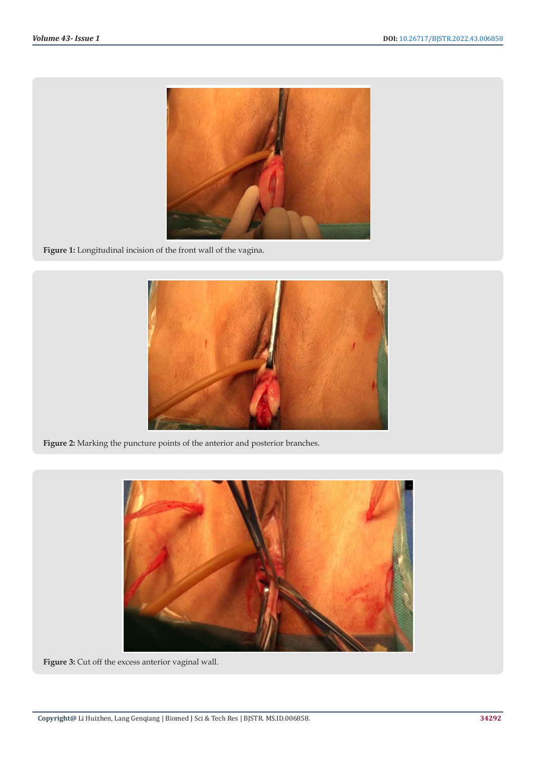Figure 1: Longitudinal incision of the front wall of the vagina.

Figure 2: Marking the puncture points of the anterior and posterior branches.

Figure 3: Cut off the excess anterior vaginal wall.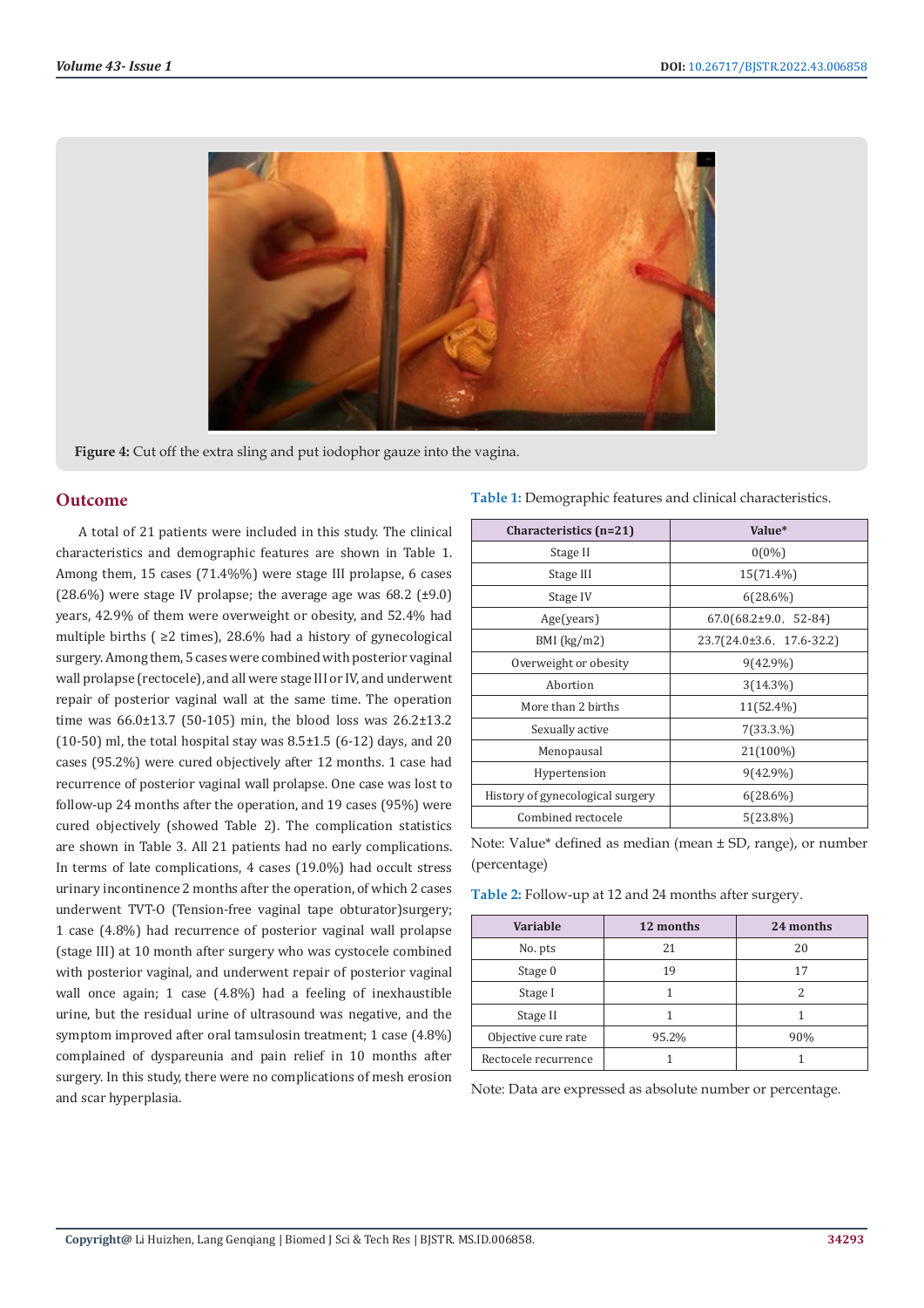Figure 4: Cut off the extra sling and put iodophor gauze into the vagina.

## Outcome

A total of 21 patients were included in this study. The clinical characteristics and demographic features are shown in Table 1. Among them, 15 cases (71.4%%) were stage III prolapse, 6 cases (28.6%) were stage IV prolapse; the average age was 68.2 (±9.0) years, 42.9% of them were overweight or obesity, and 52.4% had multiple births ( ≥2 times), 28.6% had a history of gynecological surgery. Among them, 5 cases were combined with posterior vaginal wall prolapse (rectocele), and all were stage III or IV, and underwent repair of posterior vaginal wall at the same time. The operation time was 66.0±13.7 (50-105) min, the blood loss was 26.2±13.2 (10-50) ml, the total hospital stay was 8.5±1.5 (6-12) days, and 20 cases (95.2%) were cured objectively after 12 months. 1 case had recurrence of posterior vaginal wall prolapse. One case was lost to follow-up 24 months after the operation, and 19 cases (95%) were cured objectively (showed Table 2). The complication statistics are shown in Table 3. All 21 patients had no early complications. In terms of late complications, 4 cases (19.0%) had occult stress urinary incontinence 2 months after the operation, of which 2 cases underwent TVT-O (Tension-free vaginal tape obturator)surgery; 1 case (4.8%) had recurrence of posterior vaginal wall prolapse (stage III) at 10 month after surgery who was cystocele combined with posterior vaginal, and underwent repair of posterior vaginal wall once again; 1 case (4.8%) had a feeling of inexhaustible urine, but the residual urine of ultrasound was negative, and the symptom improved after oral tamsulosin treatment; 1 case (4.8%) complained of dyspareunia and pain relief in 10 months after surgery. In this study, there were no complications of mesh erosion and scar hyperplasia.

**Table 1:** Demographic features and clinical characteristics.

| Characteristics (n=21) | Value* |
|---|---|
| Stage II | 0(0%) |
| Stage III | 15(71.4%) |
| Stage IV | 6(28.6%) |
| Age(years) | 67.0(68.2±9.0, 52-84) |
| BMI (kg/m2) | 23.7(24.0±3.6, 17.6-32.2) |
| Overweight or obesity | 9(42.9%) |
| Abortion | 3(14.3%) |
| More than 2 births | 11(52.4%) |
| Sexually active | 7(33.3.%) |
| Menopausal | 21(100%) |
| Hypertension | 9(42.9%) |
| History of gynecological surgery | 6(28.6%) |
| Combined rectocele | 5(23.8%) |

Note: Value* defined as median (mean ± SD, range), or number (percentage)

**Table 2:** Follow-up at 12 and 24 months after surgery.

| Variable | 12 months | 24 months |
|---|---|---|
| No. pts | 21 | 20 |
| Stage 0 | 19 | 17 |
| Stage I | 1 | 2 |
| Stage II | 1 | 1 |
| Objective cure rate | 95.2% | 90% |
| Rectocele recurrence | 1 | 1 |

Note: Data are expressed as absolute number or percentage.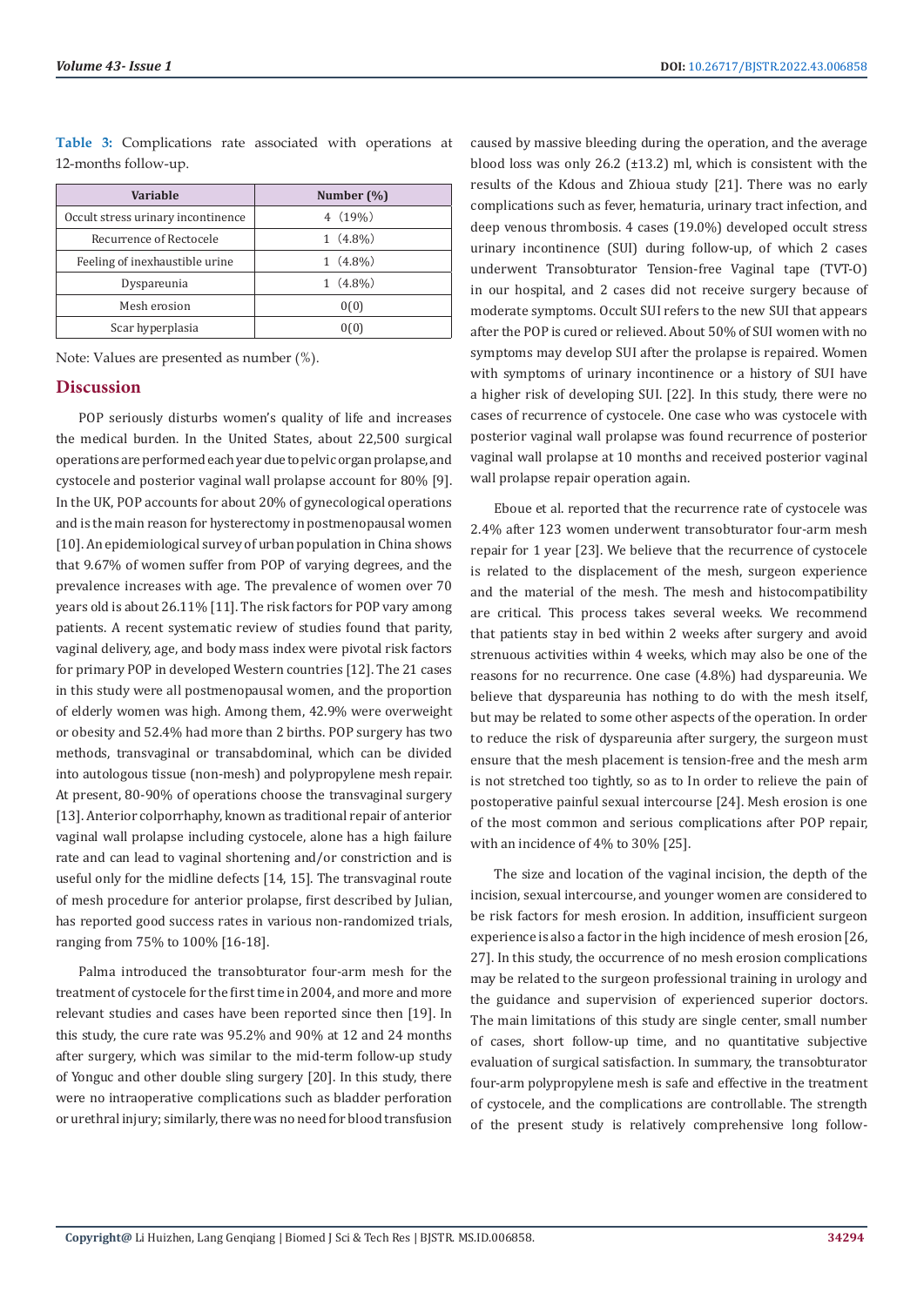**Table 3:** Complications rate associated with operations at 12-months follow-up.

| Variable | Number (%) |
|---|---|
| Occult stress urinary incontinence | 4（19%） |
| Recurrence of Rectocele | 1（4.8%） |
| Feeling of inexhaustible urine | 1（4.8%） |
| Dyspareunia | 1（4.8%） |
| Mesh erosion | 0(0) |
| Scar hyperplasia | 0(0) |

Note: Values are presented as number (%).

## Discussion

POP seriously disturbs women's quality of life and increases the medical burden. In the United States, about 22,500 surgical operations are performed each year due to pelvic organ prolapse, and cystocele and posterior vaginal wall prolapse account for 80% [9]. In the UK, POP accounts for about 20% of gynecological operations and is the main reason for hysterectomy in postmenopausal women [10]. An epidemiological survey of urban population in China shows that 9.67% of women suffer from POP of varying degrees, and the prevalence increases with age. The prevalence of women over 70 years old is about 26.11% [11]. The risk factors for POP vary among patients. A recent systematic review of studies found that parity, vaginal delivery, age, and body mass index were pivotal risk factors for primary POP in developed Western countries [12]. The 21 cases in this study were all postmenopausal women, and the proportion of elderly women was high. Among them, 42.9% were overweight or obesity and 52.4% had more than 2 births. POP surgery has two methods, transvaginal or transabdominal, which can be divided into autologous tissue (non-mesh) and polypropylene mesh repair. At present, 80-90% of operations choose the transvaginal surgery [13]. Anterior colporrhaphy, known as traditional repair of anterior vaginal wall prolapse including cystocele, alone has a high failure rate and can lead to vaginal shortening and/or constriction and is useful only for the midline defects [14, 15]. The transvaginal route of mesh procedure for anterior prolapse, first described by Julian, has reported good success rates in various non-randomized trials, ranging from 75% to 100% [16-18].

Palma introduced the transobturator four-arm mesh for the treatment of cystocele for the first time in 2004, and more and more relevant studies and cases have been reported since then [19]. In this study, the cure rate was 95.2% and 90% at 12 and 24 months after surgery, which was similar to the mid-term follow-up study of Yonguc and other double sling surgery [20]. In this study, there were no intraoperative complications such as bladder perforation or urethral injury; similarly, there was no need for blood transfusion caused by massive bleeding during the operation, and the average blood loss was only 26.2 (±13.2) ml, which is consistent with the results of the Kdous and Zhioua study [21]. There was no early complications such as fever, hematuria, urinary tract infection, and deep venous thrombosis. 4 cases (19.0%) developed occult stress urinary incontinence (SUI) during follow-up, of which 2 cases underwent Transobturator Tension-free Vaginal tape (TVT-O) in our hospital, and 2 cases did not receive surgery because of moderate symptoms. Occult SUI refers to the new SUI that appears after the POP is cured or relieved. About 50% of SUI women with no symptoms may develop SUI after the prolapse is repaired. Women with symptoms of urinary incontinence or a history of SUI have a higher risk of developing SUI. [22]. In this study, there were no cases of recurrence of cystocele. One case who was cystocele with posterior vaginal wall prolapse was found recurrence of posterior vaginal wall prolapse at 10 months and received posterior vaginal wall prolapse repair operation again.

Eboue et al. reported that the recurrence rate of cystocele was 2.4% after 123 women underwent transobturator four-arm mesh repair for 1 year [23]. We believe that the recurrence of cystocele is related to the displacement of the mesh, surgeon experience and the material of the mesh. The mesh and histocompatibility are critical. This process takes several weeks. We recommend that patients stay in bed within 2 weeks after surgery and avoid strenuous activities within 4 weeks, which may also be one of the reasons for no recurrence. One case (4.8%) had dyspareunia. We believe that dyspareunia has nothing to do with the mesh itself, but may be related to some other aspects of the operation. In order to reduce the risk of dyspareunia after surgery, the surgeon must ensure that the mesh placement is tension-free and the mesh arm is not stretched too tightly, so as to In order to relieve the pain of postoperative painful sexual intercourse [24]. Mesh erosion is one of the most common and serious complications after POP repair, with an incidence of 4% to 30% [25].

The size and location of the vaginal incision, the depth of the incision, sexual intercourse, and younger women are considered to be risk factors for mesh erosion. In addition, insufficient surgeon experience is also a factor in the high incidence of mesh erosion [26, 27]. In this study, the occurrence of no mesh erosion complications may be related to the surgeon professional training in urology and the guidance and supervision of experienced superior doctors. The main limitations of this study are single center, small number of cases, short follow-up time, and no quantitative subjective evaluation of surgical satisfaction. In summary, the transobturator four-arm polypropylene mesh is safe and effective in the treatment of cystocele, and the complications are controllable. The strength of the present study is relatively comprehensive long follow-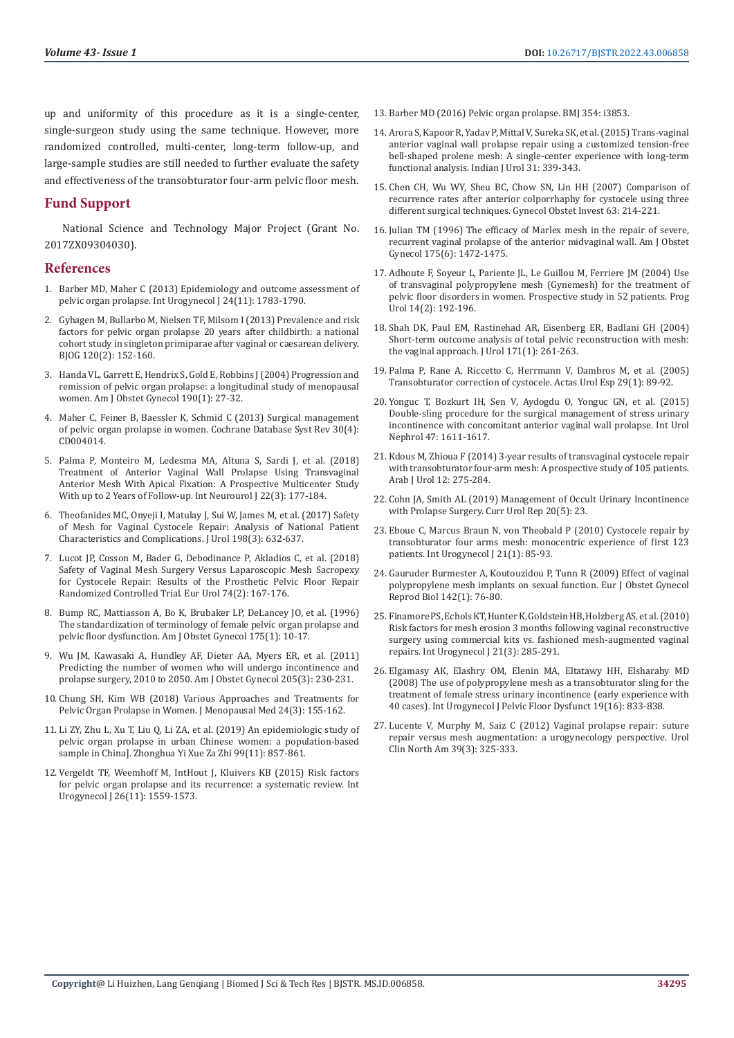up and uniformity of this procedure as it is a single-center, single-surgeon study using the same technique. However, more randomized controlled, multi-center, long-term follow-up, and large-sample studies are still needed to further evaluate the safety and effectiveness of the transobturator four-arm pelvic floor mesh.

## Fund Support

National Science and Technology Major Project (Grant No. 2017ZX09304030).

## References

1. Barber MD, Maher C (2013) Epidemiology and outcome assessment of pelvic organ prolapse. Int Urogynecol J 24(11): 1783-1790.
2. Gyhagen M, Bullarbo M, Nielsen TF, Milsom I (2013) Prevalence and risk factors for pelvic organ prolapse 20 years after childbirth: a national cohort study in singleton primiparae after vaginal or caesarean delivery. BJOG 120(2): 152-160.
3. Handa VL, Garrett E, Hendrix S, Gold E, Robbins J (2004) Progression and remission of pelvic organ prolapse: a longitudinal study of menopausal women. Am J Obstet Gynecol 190(1): 27-32.
4. Maher C, Feiner B, Baessler K, Schmid C (2013) Surgical management of pelvic organ prolapse in women. Cochrane Database Syst Rev 30(4): CD004014.
5. Palma P, Monteiro M, Ledesma MA, Altuna S, Sardi J, et al. (2018) Treatment of Anterior Vaginal Wall Prolapse Using Transvaginal Anterior Mesh With Apical Fixation: A Prospective Multicenter Study With up to 2 Years of Follow-up. Int Neurourol J 22(3): 177-184.
6. Theofanides MC, Onyeji I, Matulay J, Sui W, James M, et al. (2017) Safety of Mesh for Vaginal Cystocele Repair: Analysis of National Patient Characteristics and Complications. J Urol 198(3): 632-637.
7. Lucot JP, Cosson M, Bader G, Debodinance P, Akladios C, et al. (2018) Safety of Vaginal Mesh Surgery Versus Laparoscopic Mesh Sacropexy for Cystocele Repair: Results of the Prosthetic Pelvic Floor Repair Randomized Controlled Trial. Eur Urol 74(2): 167-176.
8. Bump RC, Mattiasson A, Bo K, Brubaker LP, DeLancey JO, et al. (1996) The standardization of terminology of female pelvic organ prolapse and pelvic floor dysfunction. Am J Obstet Gynecol 175(1): 10-17.
9. Wu JM, Kawasaki A, Hundley AF, Dieter AA, Myers ER, et al. (2011) Predicting the number of women who will undergo incontinence and prolapse surgery, 2010 to 2050. Am J Obstet Gynecol 205(3): 230-231.
10. Chung SH, Kim WB (2018) Various Approaches and Treatments for Pelvic Organ Prolapse in Women. J Menopausal Med 24(3): 155-162.
11. Li ZY, Zhu L, Xu T, Liu Q, Li ZA, et al. (2019) An epidemiologic study of pelvic organ prolapse in urban Chinese women: a population-based sample in China]. Zhonghua Yi Xue Za Zhi 99(11): 857-861.
12. Vergeldt TF, Weemhoff M, IntHout J, Kluivers KB (2015) Risk factors for pelvic organ prolapse and its recurrence: a systematic review. Int Urogynecol J 26(11): 1559-1573.
13. Barber MD (2016) Pelvic organ prolapse. BMJ 354: i3853.
14. Arora S, Kapoor R, Yadav P, Mittal V, Sureka SK, et al. (2015) Trans-vaginal anterior vaginal wall prolapse repair using a customized tension-free bell-shaped prolene mesh: A single-center experience with long-term functional analysis. Indian J Urol 31: 339-343.
15. Chen CH, Wu WY, Sheu BC, Chow SN, Lin HH (2007) Comparison of recurrence rates after anterior colporrhaphy for cystocele using three different surgical techniques. Gynecol Obstet Invest 63: 214-221.
16. Julian TM (1996) The efficacy of Marlex mesh in the repair of severe, recurrent vaginal prolapse of the anterior midvaginal wall. Am J Obstet Gynecol 175(6): 1472-1475.
17. Adhoute F, Soyeur L, Pariente JL, Le Guillou M, Ferriere JM (2004) Use of transvaginal polypropylene mesh (Gynemesh) for the treatment of pelvic floor disorders in women. Prospective study in 52 patients. Prog Urol 14(2): 192-196.
18. Shah DK, Paul EM, Rastinehad AR, Eisenberg ER, Badlani GH (2004) Short-term outcome analysis of total pelvic reconstruction with mesh: the vaginal approach. J Urol 171(1): 261-263.
19. Palma P, Rane A, Riccetto C, Herrmann V, Dambros M, et al. (2005) Transobturator correction of cystocele. Actas Urol Esp 29(1): 89-92.
20. Yonguc T, Bozkurt IH, Sen V, Aydogdu O, Yonguc GN, et al. (2015) Double-sling procedure for the surgical management of stress urinary incontinence with concomitant anterior vaginal wall prolapse. Int Urol Nephrol 47: 1611-1617.
21. Kdous M, Zhioua F (2014) 3-year results of transvaginal cystocele repair with transobturator four-arm mesh: A prospective study of 105 patients. Arab J Urol 12: 275-284.
22. Cohn JA, Smith AL (2019) Management of Occult Urinary Incontinence with Prolapse Surgery. Curr Urol Rep 20(5): 23.
23. Eboue C, Marcus Braun N, von Theobald P (2010) Cystocele repair by transobturator four arms mesh: monocentric experience of first 123 patients. Int Urogynecol J 21(1): 85-93.
24. Gauruder Burmester A, Koutouzidou P, Tunn R (2009) Effect of vaginal polypropylene mesh implants on sexual function. Eur J Obstet Gynecol Reprod Biol 142(1): 76-80.
25. Finamore PS, Echols KT, Hunter K, Goldstein HB, Holzberg AS, et al. (2010) Risk factors for mesh erosion 3 months following vaginal reconstructive surgery using commercial kits vs. fashioned mesh-augmented vaginal repairs. Int Urogynecol J 21(3): 285-291.
26. Elgamasy AK, Elashry OM, Elenin MA, Eltatawy HH, Elsharaby MD (2008) The use of polypropylene mesh as a transobturator sling for the treatment of female stress urinary incontinence (early experience with 40 cases). Int Urogynecol J Pelvic Floor Dysfunct 19(16): 833-838.
27. Lucente V, Murphy M, Saiz C (2012) Vaginal prolapse repair: suture repair versus mesh augmentation: a urogynecology perspective. Urol Clin North Am 39(3): 325-333.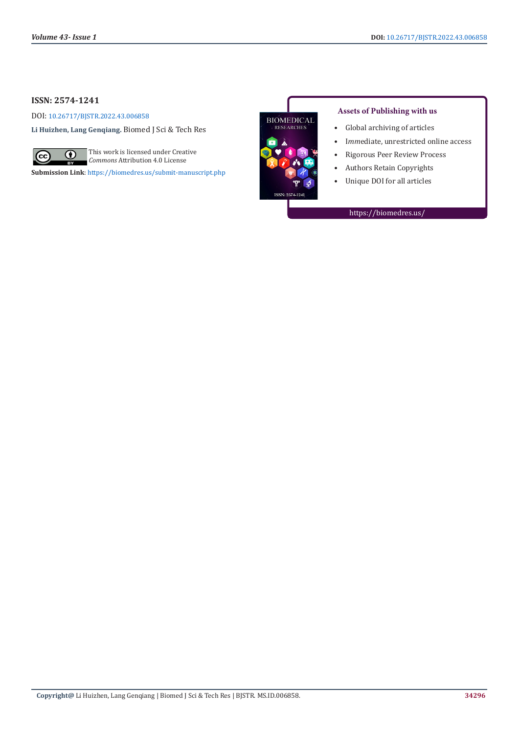**ISSN: 2574-1241**

DOI: 10.26717/BJSTR.2022.43.006858

**Li Huizhen, Lang Genqiang.** Biomed J Sci & Tech Res

This work is licensed under Creative *Commons* Attribution 4.0 License

**Submission Link**: https://biomedres.us/submit-manuscript.php

**Assets of Publishing with us**

- Global archiving of articles
- Immediate, unrestricted online access
- Rigorous Peer Review Process
- Authors Retain Copyrights
- Unique DOI for all articles

https://biomedres.us/